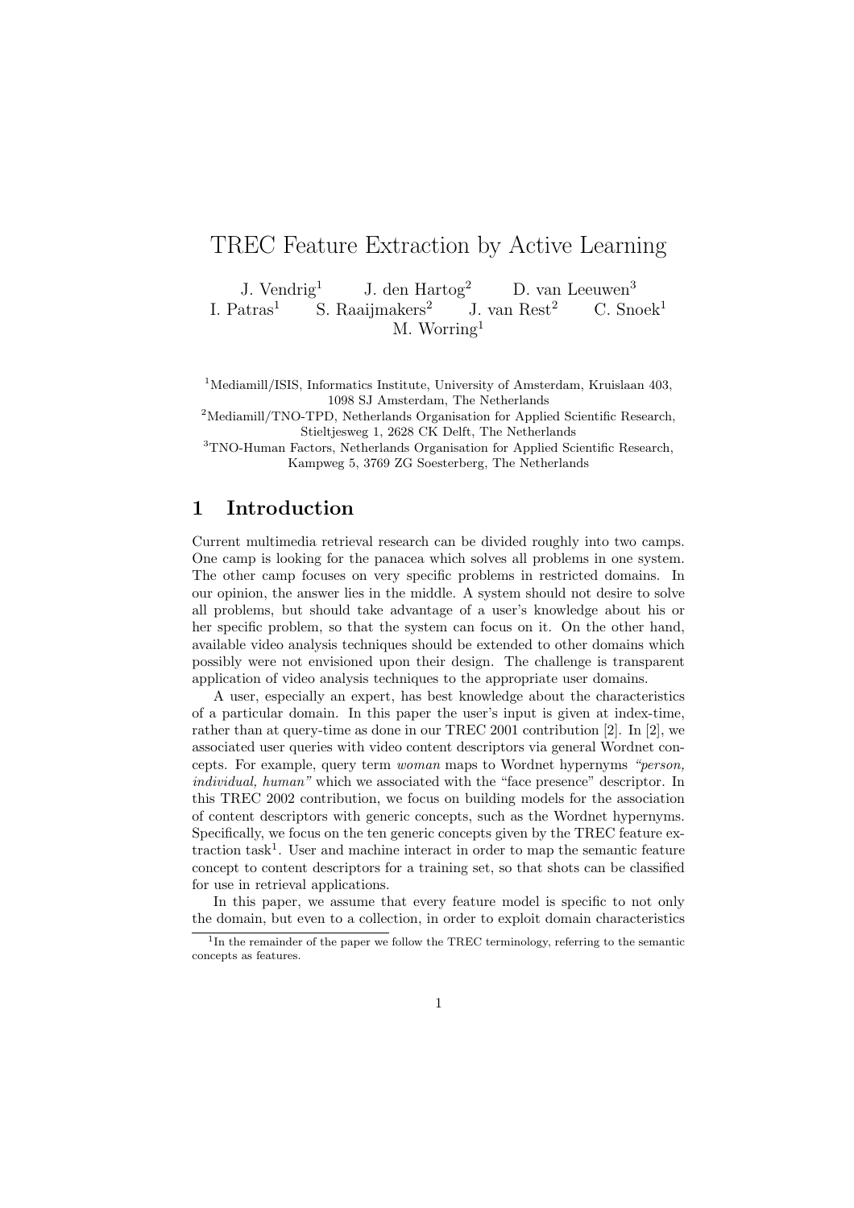# TREC Feature Extraction by Active Learning

J. Vendrig[1] J. den Hartog[2] D. van Leeuwen[3]
I. Patras[1] S. Raaijmakers[2] J. van Rest[2] C. Snoek[1]
M. Worring[1]

[1]Mediamill/ISIS, Informatics Institute, University of Amsterdam, Kruislaan 403, 1098 SJ Amsterdam, The Netherlands
[2]Mediamill/TNO-TPD, Netherlands Organisation for Applied Scientific Research, Stieltjesweg 1, 2628 CK Delft, The Netherlands
[3]TNO-Human Factors, Netherlands Organisation for Applied Scientific Research, Kampweg 5, 3769 ZG Soesterberg, The Netherlands

## 1 Introduction

Current multimedia retrieval research can be divided roughly into two camps. One camp is looking for the panacea which solves all problems in one system. The other camp focuses on very specific problems in restricted domains. In our opinion, the answer lies in the middle. A system should not desire to solve all problems, but should take advantage of a user's knowledge about his or her specific problem, so that the system can focus on it. On the other hand, available video analysis techniques should be extended to other domains which possibly were not envisioned upon their design. The challenge is transparent application of video analysis techniques to the appropriate user domains.

A user, especially an expert, has best knowledge about the characteristics of a particular domain. In this paper the user's input is given at index-time, rather than at query-time as done in our TREC 2001 contribution [2]. In [2], we associated user queries with video content descriptors via general Wordnet concepts. For example, query term *woman* maps to Wordnet hypernyms *"person, individual, human"* which we associated with the "face presence" descriptor. In this TREC 2002 contribution, we focus on building models for the association of content descriptors with generic concepts, such as the Wordnet hypernyms. Specifically, we focus on the ten generic concepts given by the TREC feature extraction task[1]. User and machine interact in order to map the semantic feature concept to content descriptors for a training set, so that shots can be classified for use in retrieval applications.

In this paper, we assume that every feature model is specific to not only the domain, but even to a collection, in order to exploit domain characteristics

[1]In the remainder of the paper we follow the TREC terminology, referring to the semantic concepts as features.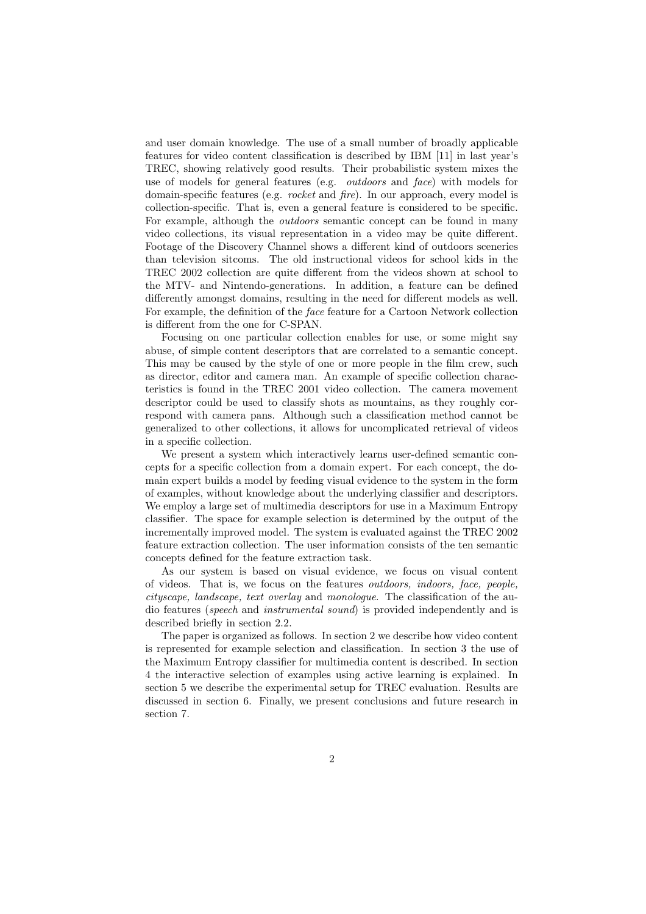and user domain knowledge. The use of a small number of broadly applicable features for video content classification is described by IBM [11] in last year's TREC, showing relatively good results. Their probabilistic system mixes the use of models for general features (e.g. *outdoors* and *face*) with models for domain-specific features (e.g. *rocket* and *fire*). In our approach, every model is collection-specific. That is, even a general feature is considered to be specific. For example, although the *outdoors* semantic concept can be found in many video collections, its visual representation in a video may be quite different. Footage of the Discovery Channel shows a different kind of outdoors sceneries than television sitcoms. The old instructional videos for school kids in the TREC 2002 collection are quite different from the videos shown at school to the MTV- and Nintendo-generations. In addition, a feature can be defined differently amongst domains, resulting in the need for different models as well. For example, the definition of the *face* feature for a Cartoon Network collection is different from the one for C-SPAN.

Focusing on one particular collection enables for use, or some might say abuse, of simple content descriptors that are correlated to a semantic concept. This may be caused by the style of one or more people in the film crew, such as director, editor and camera man. An example of specific collection characteristics is found in the TREC 2001 video collection. The camera movement descriptor could be used to classify shots as mountains, as they roughly correspond with camera pans. Although such a classification method cannot be generalized to other collections, it allows for uncomplicated retrieval of videos in a specific collection.

We present a system which interactively learns user-defined semantic concepts for a specific collection from a domain expert. For each concept, the domain expert builds a model by feeding visual evidence to the system in the form of examples, without knowledge about the underlying classifier and descriptors. We employ a large set of multimedia descriptors for use in a Maximum Entropy classifier. The space for example selection is determined by the output of the incrementally improved model. The system is evaluated against the TREC 2002 feature extraction collection. The user information consists of the ten semantic concepts defined for the feature extraction task.

As our system is based on visual evidence, we focus on visual content of videos. That is, we focus on the features *outdoors, indoors, face, people, cityscape, landscape, text overlay* and *monologue*. The classification of the audio features (*speech* and *instrumental sound*) is provided independently and is described briefly in section 2.2.

The paper is organized as follows. In section 2 we describe how video content is represented for example selection and classification. In section 3 the use of the Maximum Entropy classifier for multimedia content is described. In section 4 the interactive selection of examples using active learning is explained. In section 5 we describe the experimental setup for TREC evaluation. Results are discussed in section 6. Finally, we present conclusions and future research in section 7.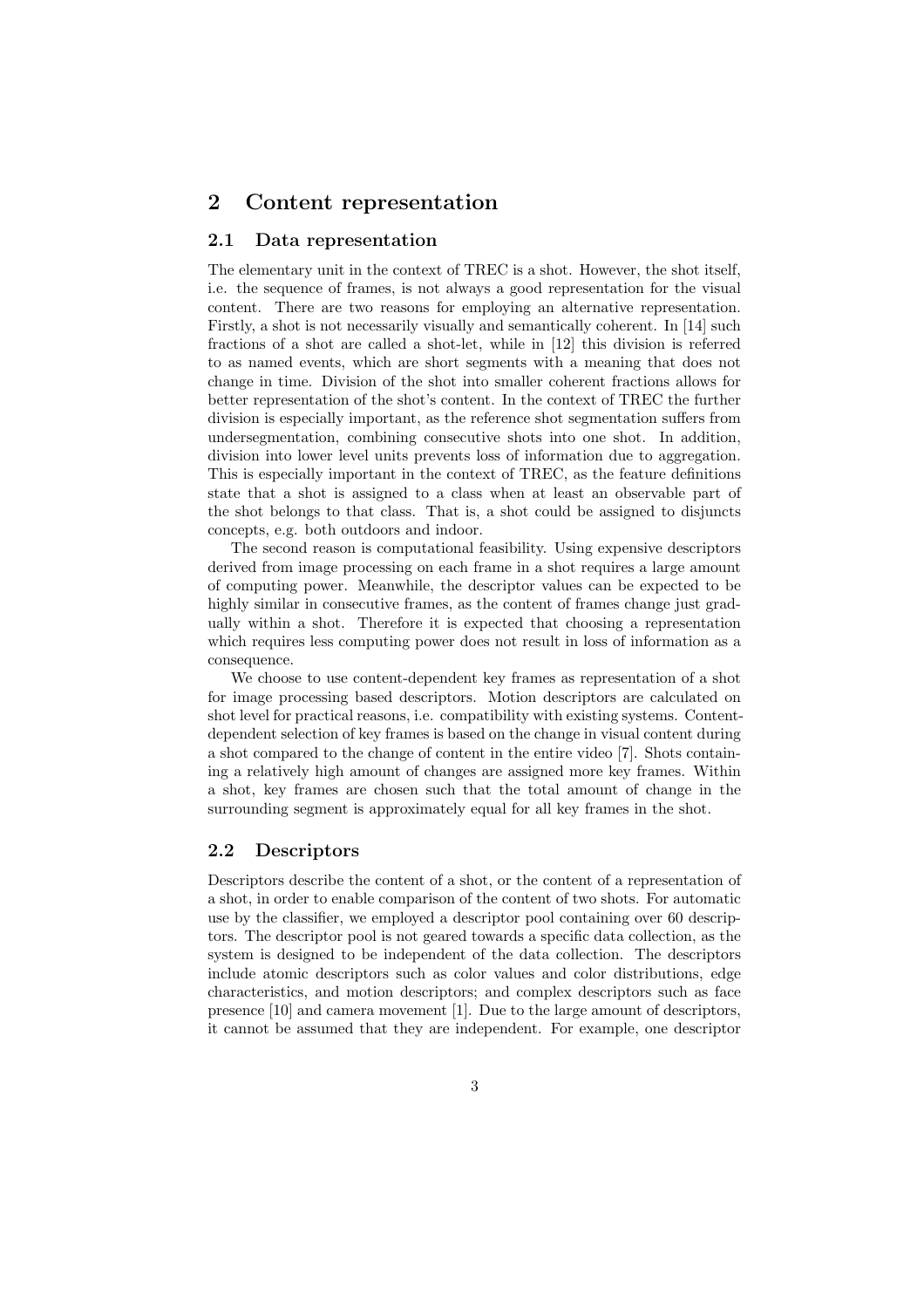# 2 Content representation

## 2.1 Data representation

The elementary unit in the context of TREC is a shot. However, the shot itself, i.e. the sequence of frames, is not always a good representation for the visual content. There are two reasons for employing an alternative representation. Firstly, a shot is not necessarily visually and semantically coherent. In [14] such fractions of a shot are called a shot-let, while in [12] this division is referred to as named events, which are short segments with a meaning that does not change in time. Division of the shot into smaller coherent fractions allows for better representation of the shot's content. In the context of TREC the further division is especially important, as the reference shot segmentation suffers from undersegmentation, combining consecutive shots into one shot. In addition, division into lower level units prevents loss of information due to aggregation. This is especially important in the context of TREC, as the feature definitions state that a shot is assigned to a class when at least an observable part of the shot belongs to that class. That is, a shot could be assigned to disjuncts concepts, e.g. both outdoors and indoor.

The second reason is computational feasibility. Using expensive descriptors derived from image processing on each frame in a shot requires a large amount of computing power. Meanwhile, the descriptor values can be expected to be highly similar in consecutive frames, as the content of frames change just gradually within a shot. Therefore it is expected that choosing a representation which requires less computing power does not result in loss of information as a consequence.

We choose to use content-dependent key frames as representation of a shot for image processing based descriptors. Motion descriptors are calculated on shot level for practical reasons, i.e. compatibility with existing systems. Content-dependent selection of key frames is based on the change in visual content during a shot compared to the change of content in the entire video [7]. Shots containing a relatively high amount of changes are assigned more key frames. Within a shot, key frames are chosen such that the total amount of change in the surrounding segment is approximately equal for all key frames in the shot.

## 2.2 Descriptors

Descriptors describe the content of a shot, or the content of a representation of a shot, in order to enable comparison of the content of two shots. For automatic use by the classifier, we employed a descriptor pool containing over 60 descriptors. The descriptor pool is not geared towards a specific data collection, as the system is designed to be independent of the data collection. The descriptors include atomic descriptors such as color values and color distributions, edge characteristics, and motion descriptors; and complex descriptors such as face presence [10] and camera movement [1]. Due to the large amount of descriptors, it cannot be assumed that they are independent. For example, one descriptor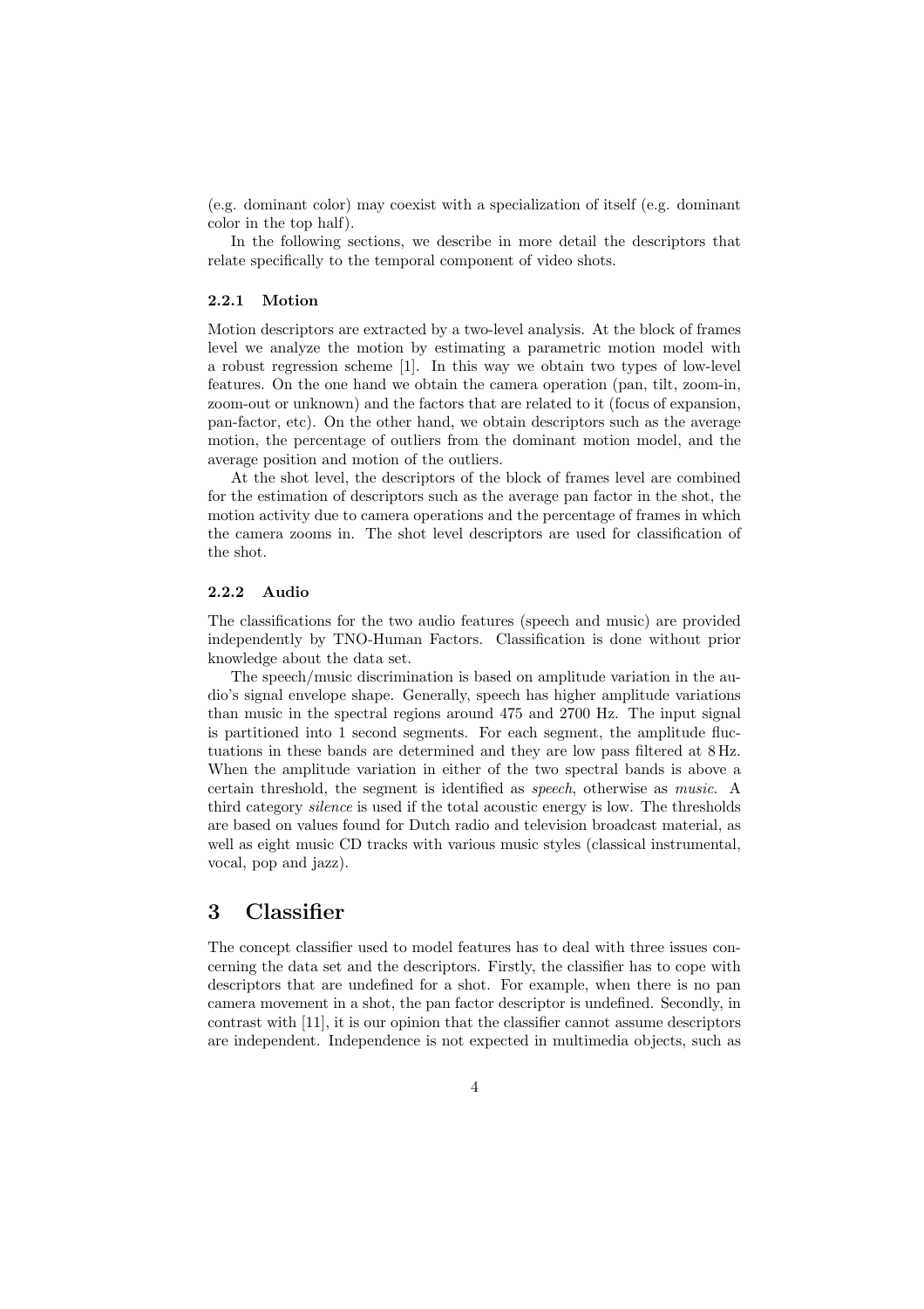(e.g. dominant color) may coexist with a specialization of itself (e.g. dominant color in the top half).

In the following sections, we describe in more detail the descriptors that relate specifically to the temporal component of video shots.

### 2.2.1 Motion

Motion descriptors are extracted by a two-level analysis. At the block of frames level we analyze the motion by estimating a parametric motion model with a robust regression scheme [1]. In this way we obtain two types of low-level features. On the one hand we obtain the camera operation (pan, tilt, zoom-in, zoom-out or unknown) and the factors that are related to it (focus of expansion, pan-factor, etc). On the other hand, we obtain descriptors such as the average motion, the percentage of outliers from the dominant motion model, and the average position and motion of the outliers.

At the shot level, the descriptors of the block of frames level are combined for the estimation of descriptors such as the average pan factor in the shot, the motion activity due to camera operations and the percentage of frames in which the camera zooms in. The shot level descriptors are used for classification of the shot.

### 2.2.2 Audio

The classifications for the two audio features (speech and music) are provided independently by TNO-Human Factors. Classification is done without prior knowledge about the data set.

The speech/music discrimination is based on amplitude variation in the audio's signal envelope shape. Generally, speech has higher amplitude variations than music in the spectral regions around 475 and 2700 Hz. The input signal is partitioned into 1 second segments. For each segment, the amplitude fluctuations in these bands are determined and they are low pass filtered at 8 Hz. When the amplitude variation in either of the two spectral bands is above a certain threshold, the segment is identified as *speech*, otherwise as *music*. A third category *silence* is used if the total acoustic energy is low. The thresholds are based on values found for Dutch radio and television broadcast material, as well as eight music CD tracks with various music styles (classical instrumental, vocal, pop and jazz).

## 3 Classifier

The concept classifier used to model features has to deal with three issues concerning the data set and the descriptors. Firstly, the classifier has to cope with descriptors that are undefined for a shot. For example, when there is no pan camera movement in a shot, the pan factor descriptor is undefined. Secondly, in contrast with [11], it is our opinion that the classifier cannot assume descriptors are independent. Independence is not expected in multimedia objects, such as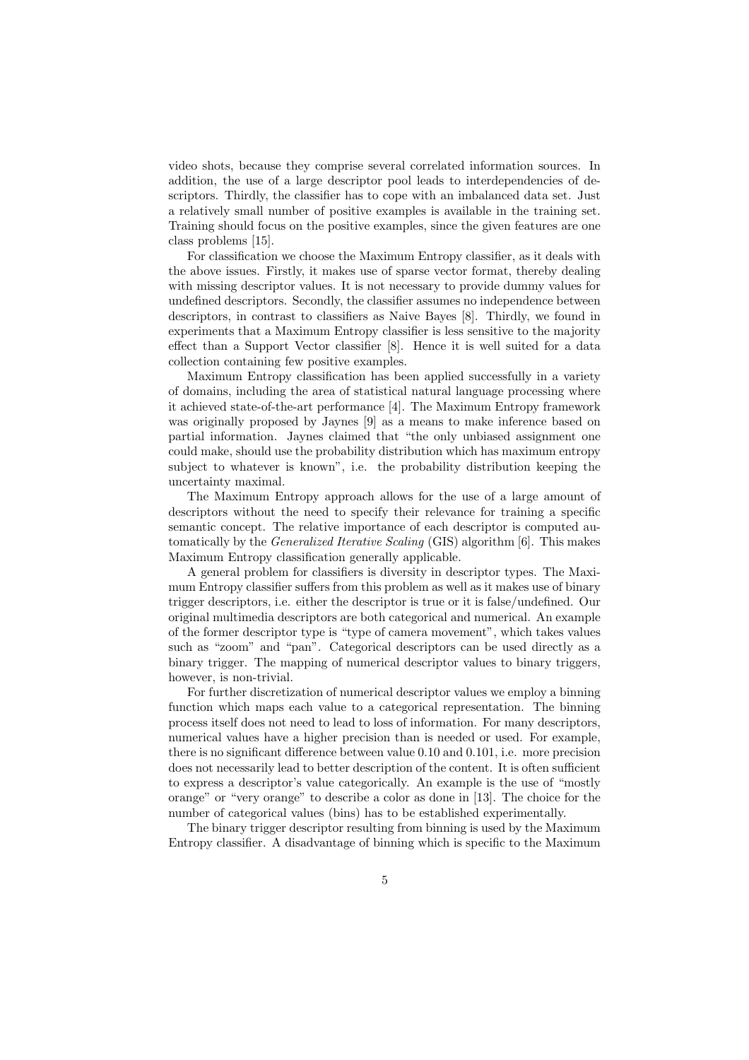video shots, because they comprise several correlated information sources. In addition, the use of a large descriptor pool leads to interdependencies of descriptors. Thirdly, the classifier has to cope with an imbalanced data set. Just a relatively small number of positive examples is available in the training set. Training should focus on the positive examples, since the given features are one class problems [15].

For classification we choose the Maximum Entropy classifier, as it deals with the above issues. Firstly, it makes use of sparse vector format, thereby dealing with missing descriptor values. It is not necessary to provide dummy values for undefined descriptors. Secondly, the classifier assumes no independence between descriptors, in contrast to classifiers as Naive Bayes [8]. Thirdly, we found in experiments that a Maximum Entropy classifier is less sensitive to the majority effect than a Support Vector classifier [8]. Hence it is well suited for a data collection containing few positive examples.

Maximum Entropy classification has been applied successfully in a variety of domains, including the area of statistical natural language processing where it achieved state-of-the-art performance [4]. The Maximum Entropy framework was originally proposed by Jaynes [9] as a means to make inference based on partial information. Jaynes claimed that "the only unbiased assignment one could make, should use the probability distribution which has maximum entropy subject to whatever is known", i.e. the probability distribution keeping the uncertainty maximal.

The Maximum Entropy approach allows for the use of a large amount of descriptors without the need to specify their relevance for training a specific semantic concept. The relative importance of each descriptor is computed automatically by the *Generalized Iterative Scaling* (GIS) algorithm [6]. This makes Maximum Entropy classification generally applicable.

A general problem for classifiers is diversity in descriptor types. The Maximum Entropy classifier suffers from this problem as well as it makes use of binary trigger descriptors, i.e. either the descriptor is true or it is false/undefined. Our original multimedia descriptors are both categorical and numerical. An example of the former descriptor type is "type of camera movement", which takes values such as "zoom" and "pan". Categorical descriptors can be used directly as a binary trigger. The mapping of numerical descriptor values to binary triggers, however, is non-trivial.

For further discretization of numerical descriptor values we employ a binning function which maps each value to a categorical representation. The binning process itself does not need to lead to loss of information. For many descriptors, numerical values have a higher precision than is needed or used. For example, there is no significant difference between value 0.10 and 0.101, i.e. more precision does not necessarily lead to better description of the content. It is often sufficient to express a descriptor's value categorically. An example is the use of "mostly orange" or "very orange" to describe a color as done in [13]. The choice for the number of categorical values (bins) has to be established experimentally.

The binary trigger descriptor resulting from binning is used by the Maximum Entropy classifier. A disadvantage of binning which is specific to the Maximum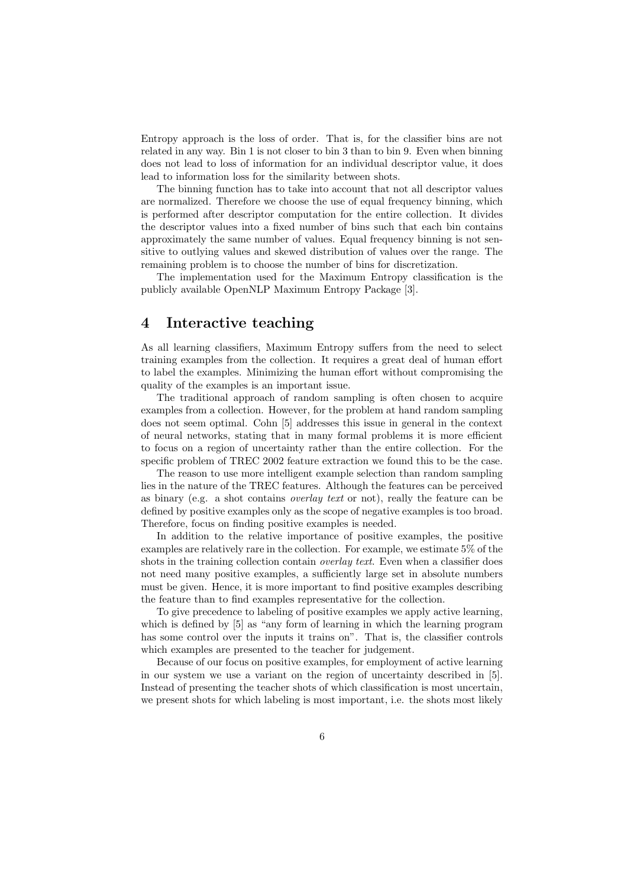Entropy approach is the loss of order. That is, for the classifier bins are not related in any way. Bin 1 is not closer to bin 3 than to bin 9. Even when binning does not lead to loss of information for an individual descriptor value, it does lead to information loss for the similarity between shots.

The binning function has to take into account that not all descriptor values are normalized. Therefore we choose the use of equal frequency binning, which is performed after descriptor computation for the entire collection. It divides the descriptor values into a fixed number of bins such that each bin contains approximately the same number of values. Equal frequency binning is not sensitive to outlying values and skewed distribution of values over the range. The remaining problem is to choose the number of bins for discretization.

The implementation used for the Maximum Entropy classification is the publicly available OpenNLP Maximum Entropy Package [3].

# 4 Interactive teaching

As all learning classifiers, Maximum Entropy suffers from the need to select training examples from the collection. It requires a great deal of human effort to label the examples. Minimizing the human effort without compromising the quality of the examples is an important issue.

The traditional approach of random sampling is often chosen to acquire examples from a collection. However, for the problem at hand random sampling does not seem optimal. Cohn [5] addresses this issue in general in the context of neural networks, stating that in many formal problems it is more efficient to focus on a region of uncertainty rather than the entire collection. For the specific problem of TREC 2002 feature extraction we found this to be the case.

The reason to use more intelligent example selection than random sampling lies in the nature of the TREC features. Although the features can be perceived as binary (e.g. a shot contains *overlay text* or not), really the feature can be defined by positive examples only as the scope of negative examples is too broad. Therefore, focus on finding positive examples is needed.

In addition to the relative importance of positive examples, the positive examples are relatively rare in the collection. For example, we estimate 5% of the shots in the training collection contain *overlay text*. Even when a classifier does not need many positive examples, a sufficiently large set in absolute numbers must be given. Hence, it is more important to find positive examples describing the feature than to find examples representative for the collection.

To give precedence to labeling of positive examples we apply active learning, which is defined by [5] as "any form of learning in which the learning program has some control over the inputs it trains on". That is, the classifier controls which examples are presented to the teacher for judgement.

Because of our focus on positive examples, for employment of active learning in our system we use a variant on the region of uncertainty described in [5]. Instead of presenting the teacher shots of which classification is most uncertain, we present shots for which labeling is most important, i.e. the shots most likely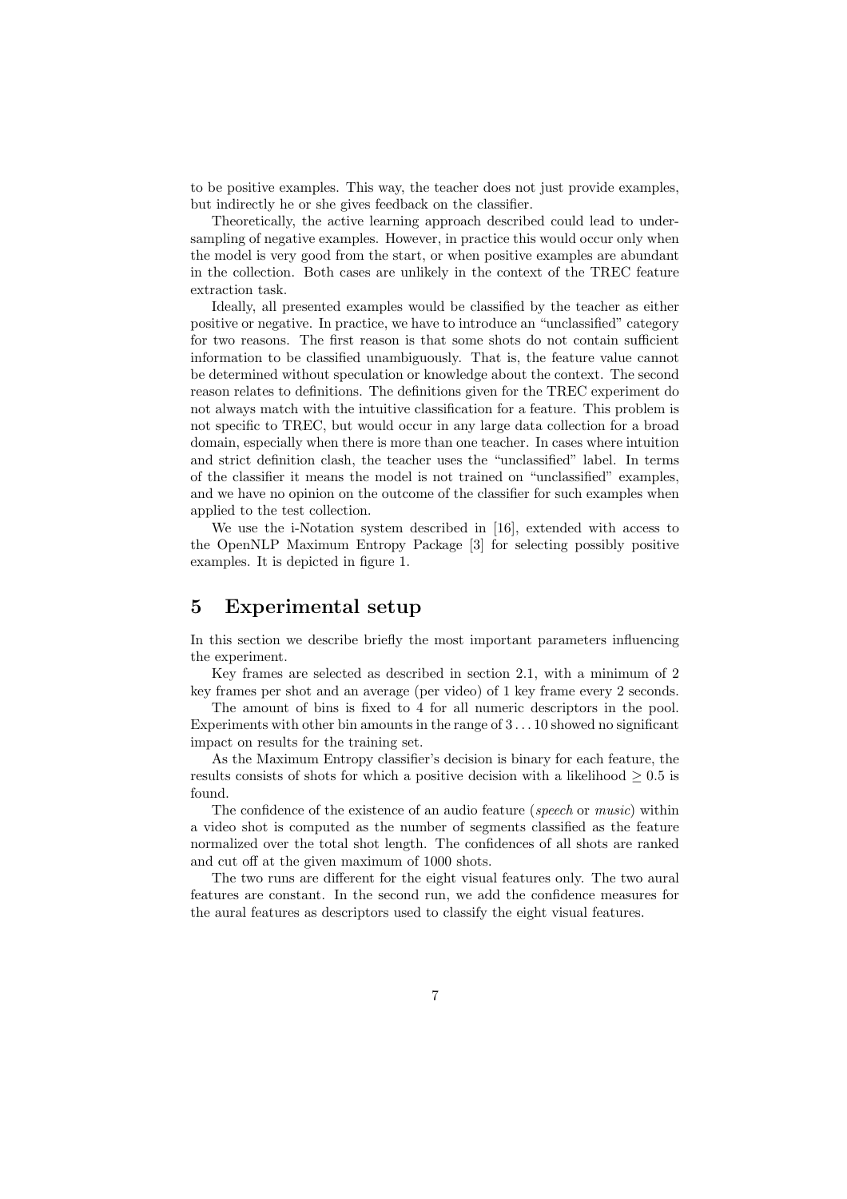to be positive examples. This way, the teacher does not just provide examples, but indirectly he or she gives feedback on the classifier.

Theoretically, the active learning approach described could lead to undersampling of negative examples. However, in practice this would occur only when the model is very good from the start, or when positive examples are abundant in the collection. Both cases are unlikely in the context of the TREC feature extraction task.

Ideally, all presented examples would be classified by the teacher as either positive or negative. In practice, we have to introduce an "unclassified" category for two reasons. The first reason is that some shots do not contain sufficient information to be classified unambiguously. That is, the feature value cannot be determined without speculation or knowledge about the context. The second reason relates to definitions. The definitions given for the TREC experiment do not always match with the intuitive classification for a feature. This problem is not specific to TREC, but would occur in any large data collection for a broad domain, especially when there is more than one teacher. In cases where intuition and strict definition clash, the teacher uses the "unclassified" label. In terms of the classifier it means the model is not trained on "unclassified" examples, and we have no opinion on the outcome of the classifier for such examples when applied to the test collection.

We use the i-Notation system described in [16], extended with access to the OpenNLP Maximum Entropy Package [3] for selecting possibly positive examples. It is depicted in figure 1.

## 5 Experimental setup

In this section we describe briefly the most important parameters influencing the experiment.

Key frames are selected as described in section 2.1, with a minimum of 2 key frames per shot and an average (per video) of 1 key frame every 2 seconds.

The amount of bins is fixed to 4 for all numeric descriptors in the pool. Experiments with other bin amounts in the range of $3 \ldots 10$ showed no significant impact on results for the training set.

As the Maximum Entropy classifier's decision is binary for each feature, the results consists of shots for which a positive decision with a likelihood $\geq 0.5$ is found.

The confidence of the existence of an audio feature (*speech* or *music*) within a video shot is computed as the number of segments classified as the feature normalized over the total shot length. The confidences of all shots are ranked and cut off at the given maximum of 1000 shots.

The two runs are different for the eight visual features only. The two aural features are constant. In the second run, we add the confidence measures for the aural features as descriptors used to classify the eight visual features.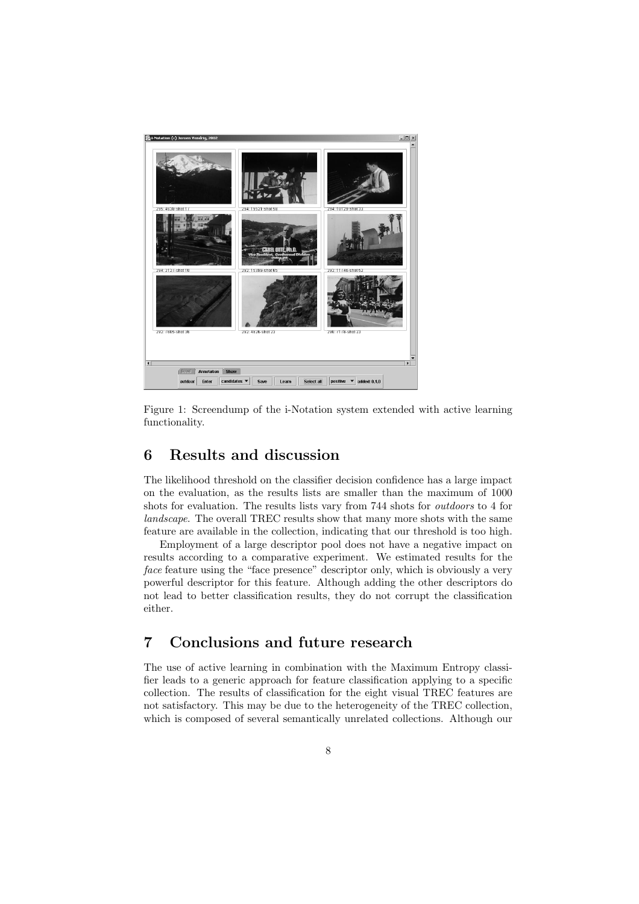Figure 1: Screendump of the i-Notation system extended with active learning functionality.

## 6 Results and discussion

The likelihood threshold on the classifier decision confidence has a large impact on the evaluation, as the results lists are smaller than the maximum of 1000 shots for evaluation. The results lists vary from 744 shots for *outdoors* to 4 for *landscape*. The overall TREC results show that many more shots with the same feature are available in the collection, indicating that our threshold is too high.

Employment of a large descriptor pool does not have a negative impact on results according to a comparative experiment. We estimated results for the *face* feature using the "face presence" descriptor only, which is obviously a very powerful descriptor for this feature. Although adding the other descriptors do not lead to better classification results, they do not corrupt the classification either.

## 7 Conclusions and future research

The use of active learning in combination with the Maximum Entropy classifier leads to a generic approach for feature classification applying to a specific collection. The results of classification for the eight visual TREC features are not satisfactory. This may be due to the heterogeneity of the TREC collection, which is composed of several semantically unrelated collections. Although our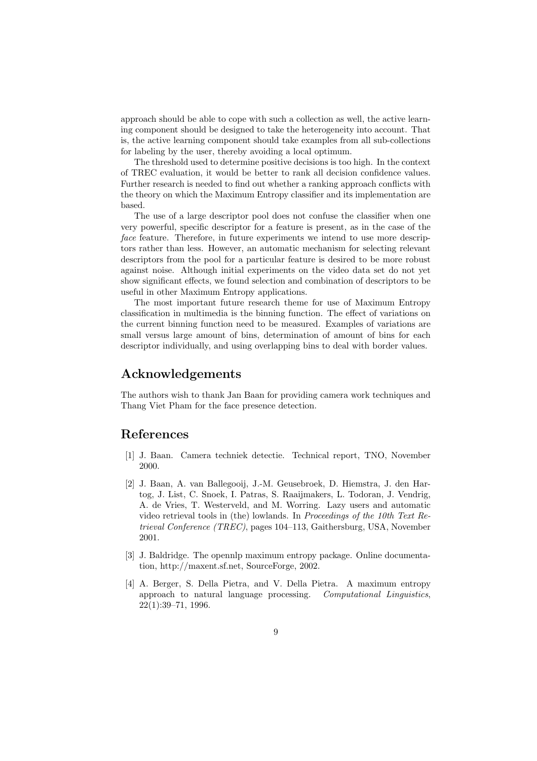approach should be able to cope with such a collection as well, the active learning component should be designed to take the heterogeneity into account. That is, the active learning component should take examples from all sub-collections for labeling by the user, thereby avoiding a local optimum.

The threshold used to determine positive decisions is too high. In the context of TREC evaluation, it would be better to rank all decision confidence values. Further research is needed to find out whether a ranking approach conflicts with the theory on which the Maximum Entropy classifier and its implementation are based.

The use of a large descriptor pool does not confuse the classifier when one very powerful, specific descriptor for a feature is present, as in the case of the *face* feature. Therefore, in future experiments we intend to use more descriptors rather than less. However, an automatic mechanism for selecting relevant descriptors from the pool for a particular feature is desired to be more robust against noise. Although initial experiments on the video data set do not yet show significant effects, we found selection and combination of descriptors to be useful in other Maximum Entropy applications.

The most important future research theme for use of Maximum Entropy classification in multimedia is the binning function. The effect of variations on the current binning function need to be measured. Examples of variations are small versus large amount of bins, determination of amount of bins for each descriptor individually, and using overlapping bins to deal with border values.

## Acknowledgements

The authors wish to thank Jan Baan for providing camera work techniques and Thang Viet Pham for the face presence detection.

## References

[1] J. Baan. Camera techniek detectie. Technical report, TNO, November 2000.

[2] J. Baan, A. van Ballegooij, J.-M. Geusebroek, D. Hiemstra, J. den Hartog, J. List, C. Snoek, I. Patras, S. Raaijmakers, L. Todoran, J. Vendrig, A. de Vries, T. Westerveld, and M. Worring. Lazy users and automatic video retrieval tools in (the) lowlands. In *Proceedings of the 10th Text Retrieval Conference (TREC)*, pages 104–113, Gaithersburg, USA, November 2001.

[3] J. Baldridge. The opennlp maximum entropy package. Online documentation, http://maxent.sf.net, SourceForge, 2002.

[4] A. Berger, S. Della Pietra, and V. Della Pietra. A maximum entropy approach to natural language processing. *Computational Linguistics*, 22(1):39–71, 1996.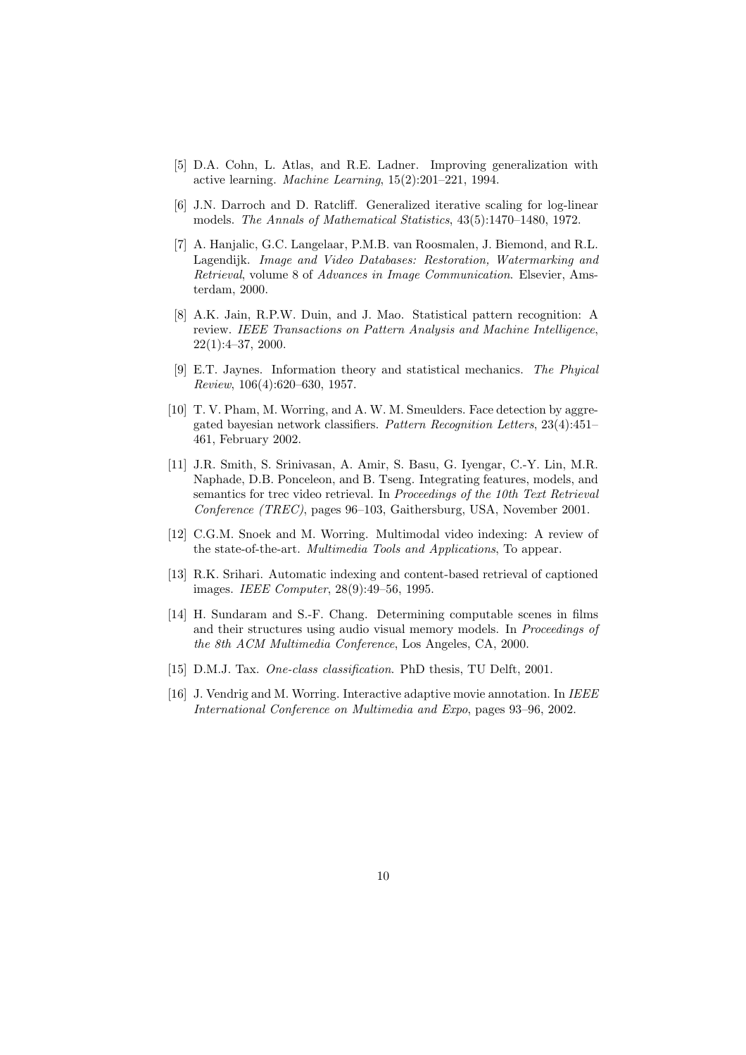[5] D.A. Cohn, L. Atlas, and R.E. Ladner. Improving generalization with active learning. *Machine Learning*, 15(2):201–221, 1994.

[6] J.N. Darroch and D. Ratcliff. Generalized iterative scaling for log-linear models. *The Annals of Mathematical Statistics*, 43(5):1470–1480, 1972.

[7] A. Hanjalic, G.C. Langelaar, P.M.B. van Roosmalen, J. Biemond, and R.L. Lagendijk. *Image and Video Databases: Restoration, Watermarking and Retrieval*, volume 8 of *Advances in Image Communication*. Elsevier, Amsterdam, 2000.

[8] A.K. Jain, R.P.W. Duin, and J. Mao. Statistical pattern recognition: A review. *IEEE Transactions on Pattern Analysis and Machine Intelligence*, 22(1):4–37, 2000.

[9] E.T. Jaynes. Information theory and statistical mechanics. *The Phyical Review*, 106(4):620–630, 1957.

[10] T. V. Pham, M. Worring, and A. W. M. Smeulders. Face detection by aggregated bayesian network classifiers. *Pattern Recognition Letters*, 23(4):451–461, February 2002.

[11] J.R. Smith, S. Srinivasan, A. Amir, S. Basu, G. Iyengar, C.-Y. Lin, M.R. Naphade, D.B. Ponceleon, and B. Tseng. Integrating features, models, and semantics for trec video retrieval. In *Proceedings of the 10th Text Retrieval Conference (TREC)*, pages 96–103, Gaithersburg, USA, November 2001.

[12] C.G.M. Snoek and M. Worring. Multimodal video indexing: A review of the state-of-the-art. *Multimedia Tools and Applications*, To appear.

[13] R.K. Srihari. Automatic indexing and content-based retrieval of captioned images. *IEEE Computer*, 28(9):49–56, 1995.

[14] H. Sundaram and S.-F. Chang. Determining computable scenes in films and their structures using audio visual memory models. In *Proceedings of the 8th ACM Multimedia Conference*, Los Angeles, CA, 2000.

[15] D.M.J. Tax. *One-class classification*. PhD thesis, TU Delft, 2001.

[16] J. Vendrig and M. Worring. Interactive adaptive movie annotation. In *IEEE International Conference on Multimedia and Expo*, pages 93–96, 2002.